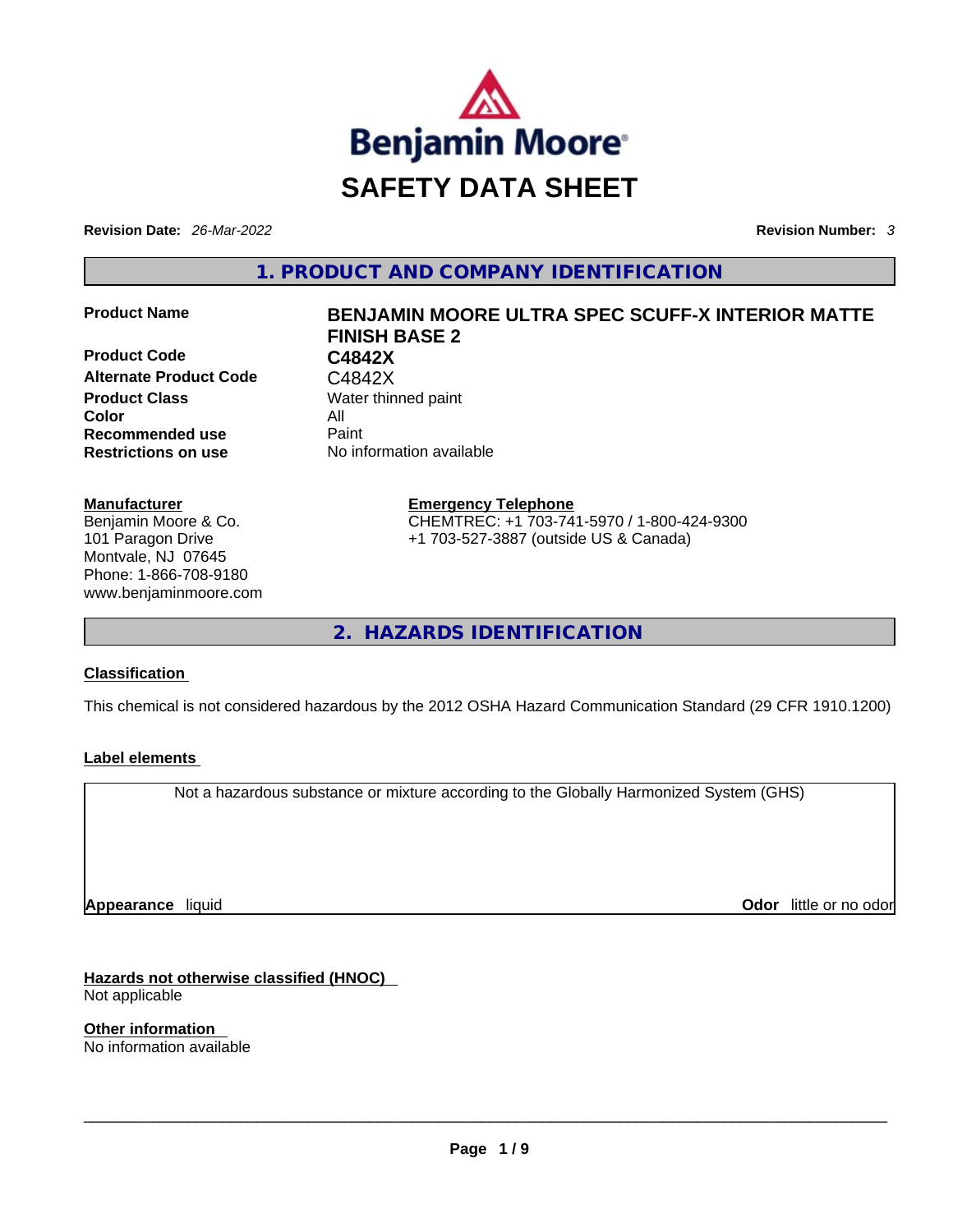# SAFETY DATA SHEET

**Revision Date:** *26-Mar-2022* **Revision Number:** *3*

## 1. PRODUCT AND COMPANY IDENTIFICATION

| | |
|---|---|
| **Product Name** | **BENJAMIN MOORE ULTRA SPEC SCUFF-X INTERIOR MATTE FINISH BASE 2** |
| **Product Code** | **C4842X** |
| **Alternate Product Code** | C4842X |
| **Product Class** | Water thinned paint |
| **Color** | All |
| **Recommended use** | Paint |
| **Restrictions on use** | No information available |

**Manufacturer**
Benjamin Moore & Co.
101 Paragon Drive
Montvale, NJ 07645
Phone: 1-866-708-9180
www.benjaminmoore.com

**Emergency Telephone**
CHEMTREC: +1 703-741-5970 / 1-800-424-9300
+1 703-527-3887 (outside US & Canada)

## 2. HAZARDS IDENTIFICATION

**Classification**

This chemical is not considered hazardous by the 2012 OSHA Hazard Communication Standard (29 CFR 1910.1200)

**Label elements**

Not a hazardous substance or mixture according to the Globally Harmonized System (GHS)

**Appearance** liquid **Odor** little or no odor

**Hazards not otherwise classified (HNOC)**
Not applicable

**Other information**
No information available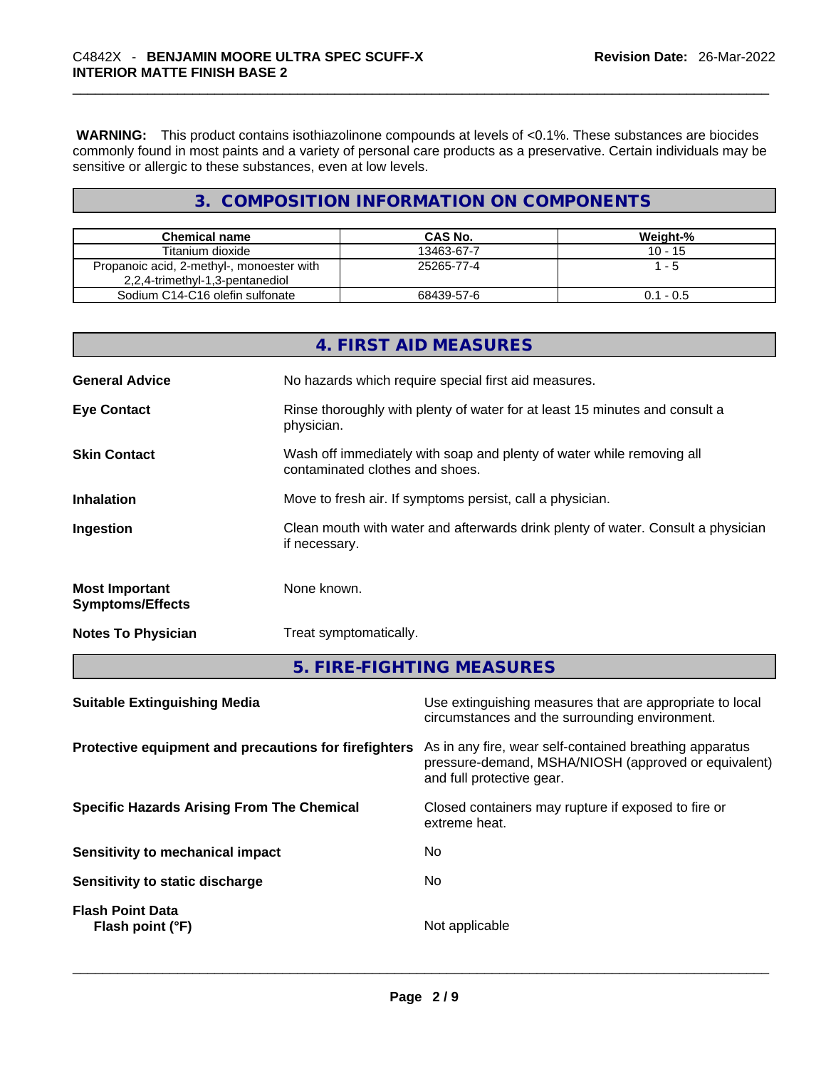**WARNING:** This product contains isothiazolinone compounds at levels of <0.1%. These substances are biocides commonly found in most paints and a variety of personal care products as a preservative. Certain individuals may be sensitive or allergic to these substances, even at low levels.

## 3. COMPOSITION INFORMATION ON COMPONENTS

| Chemical name | CAS No. | Weight-% |
|---|---|---|
| Titanium dioxide | 13463-67-7 | 10 - 15 |
| Propanoic acid, 2-methyl-, monoester with 2,2,4-trimethyl-1,3-pentanediol | 25265-77-4 | 1 - 5 |
| Sodium C14-C16 olefin sulfonate | 68439-57-6 | 0.1 - 0.5 |

## 4. FIRST AID MEASURES

**General Advice** No hazards which require special first aid measures.

**Eye Contact** Rinse thoroughly with plenty of water for at least 15 minutes and consult a physician.

**Skin Contact** Wash off immediately with soap and plenty of water while removing all contaminated clothes and shoes.

**Inhalation** Move to fresh air. If symptoms persist, call a physician.

**Ingestion** Clean mouth with water and afterwards drink plenty of water. Consult a physician if necessary.

**Most Important Symptoms/Effects** None known.

**Notes To Physician** Treat symptomatically.

## 5. FIRE-FIGHTING MEASURES

**Suitable Extinguishing Media** Use extinguishing measures that are appropriate to local circumstances and the surrounding environment.

**Protective equipment and precautions for firefighters** As in any fire, wear self-contained breathing apparatus pressure-demand, MSHA/NIOSH (approved or equivalent) and full protective gear.

**Specific Hazards Arising From The Chemical** Closed containers may rupture if exposed to fire or extreme heat.

**Sensitivity to mechanical impact** No

**Sensitivity to static discharge** No

**Flash Point Data**
**Flash point (°F)** Not applicable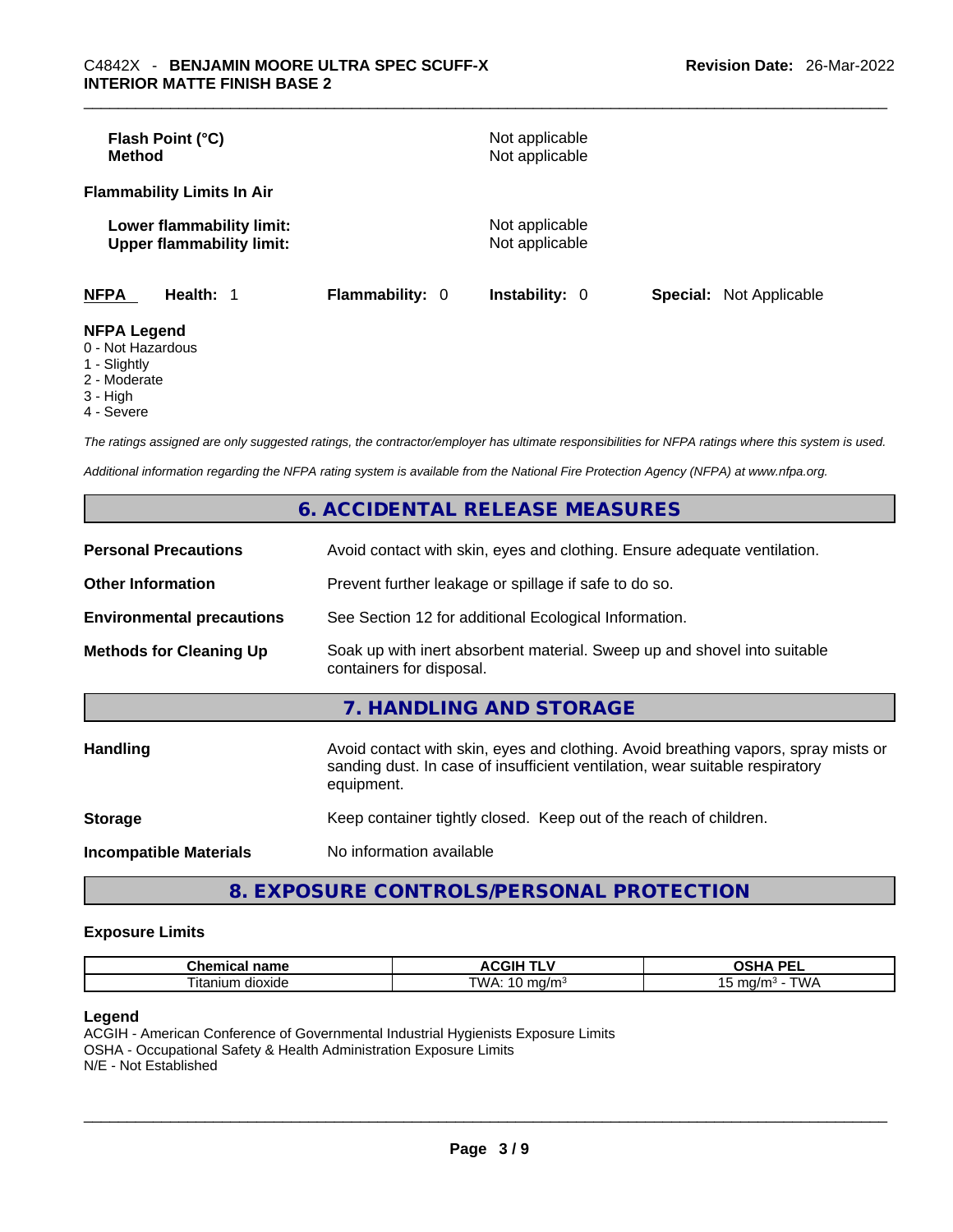**Flash Point (°C)** Not applicable
**Method** Not applicable

**Flammability Limits In Air**

**Lower flammability limit:** Not applicable
**Upper flammability limit:** Not applicable

**NFPA** **Health:** 1 **Flammability:** 0 **Instability:** 0 **Special:** Not Applicable

**NFPA Legend**
0 - Not Hazardous
1 - Slightly
2 - Moderate
3 - High
4 - Severe

*The ratings assigned are only suggested ratings, the contractor/employer has ultimate responsibilities for NFPA ratings where this system is used.*

*Additional information regarding the NFPA rating system is available from the National Fire Protection Agency (NFPA) at www.nfpa.org.*

## 6. ACCIDENTAL RELEASE MEASURES

**Personal Precautions** Avoid contact with skin, eyes and clothing. Ensure adequate ventilation.

**Other Information** Prevent further leakage or spillage if safe to do so.

**Environmental precautions** See Section 12 for additional Ecological Information.

**Methods for Cleaning Up** Soak up with inert absorbent material. Sweep up and shovel into suitable containers for disposal.

## 7. HANDLING AND STORAGE

**Handling** Avoid contact with skin, eyes and clothing. Avoid breathing vapors, spray mists or sanding dust. In case of insufficient ventilation, wear suitable respiratory equipment.

**Storage** Keep container tightly closed. Keep out of the reach of children.

**Incompatible Materials** No information available

## 8. EXPOSURE CONTROLS/PERSONAL PROTECTION

### Exposure Limits

| Chemical name | ACGIH TLV | OSHA PEL |
|---|---|---|
| Titanium dioxide | TWA: 10 mg/m³ | 15 mg/m³ - TWA |

**Legend**
ACGIH - American Conference of Governmental Industrial Hygienists Exposure Limits
OSHA - Occupational Safety & Health Administration Exposure Limits
N/E - Not Established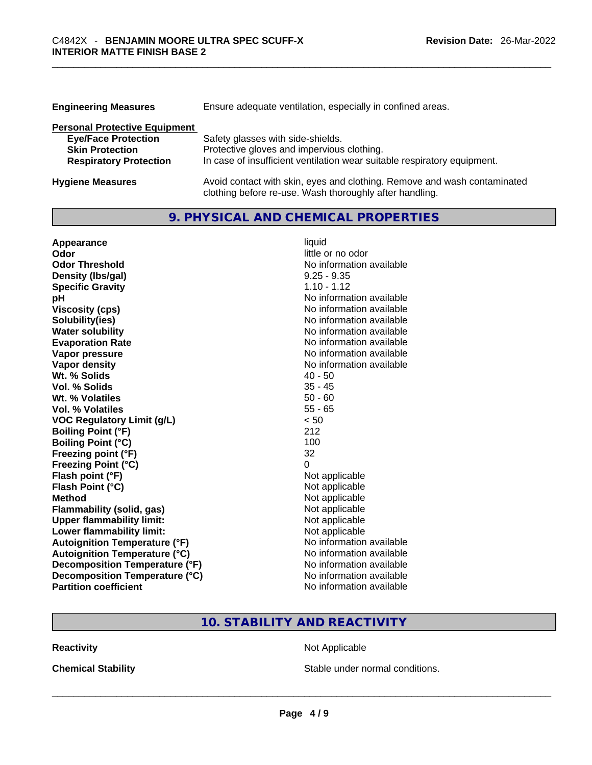| | |
|---|---|
| **Engineering Measures** | Ensure adequate ventilation, especially in confined areas. |

**Personal Protective Equipment**

| | |
|---|---|
| **Eye/Face Protection** | Safety glasses with side-shields. |
| **Skin Protection** | Protective gloves and impervious clothing. |
| **Respiratory Protection** | In case of insufficient ventilation wear suitable respiratory equipment. |

| | |
|---|---|
| **Hygiene Measures** | Avoid contact with skin, eyes and clothing. Remove and wash contaminated clothing before re-use. Wash thoroughly after handling. |

## 9. PHYSICAL AND CHEMICAL PROPERTIES

| | |
|---|---|
| **Appearance** | liquid |
| **Odor** | little or no odor |
| **Odor Threshold** | No information available |
| **Density (lbs/gal)** | 9.25 - 9.35 |
| **Specific Gravity** | 1.10 - 1.12 |
| **pH** | No information available |
| **Viscosity (cps)** | No information available |
| **Solubility(ies)** | No information available |
| **Water solubility** | No information available |
| **Evaporation Rate** | No information available |
| **Vapor pressure** | No information available |
| **Vapor density** | No information available |
| **Wt. % Solids** | 40 - 50 |
| **Vol. % Solids** | 35 - 45 |
| **Wt. % Volatiles** | 50 - 60 |
| **Vol. % Volatiles** | 55 - 65 |
| **VOC Regulatory Limit (g/L)** | < 50 |
| **Boiling Point (°F)** | 212 |
| **Boiling Point (°C)** | 100 |
| **Freezing point (°F)** | 32 |
| **Freezing Point (°C)** | 0 |
| **Flash point (°F)** | Not applicable |
| **Flash Point (°C)** | Not applicable |
| **Method** | Not applicable |
| **Flammability (solid, gas)** | Not applicable |
| **Upper flammability limit:** | Not applicable |
| **Lower flammability limit:** | Not applicable |
| **Autoignition Temperature (°F)** | No information available |
| **Autoignition Temperature (°C)** | No information available |
| **Decomposition Temperature (°F)** | No information available |
| **Decomposition Temperature (°C)** | No information available |
| **Partition coefficient** | No information available |

## 10. STABILITY AND REACTIVITY

| | |
|---|---|
| **Reactivity** | Not Applicable |
| **Chemical Stability** | Stable under normal conditions. |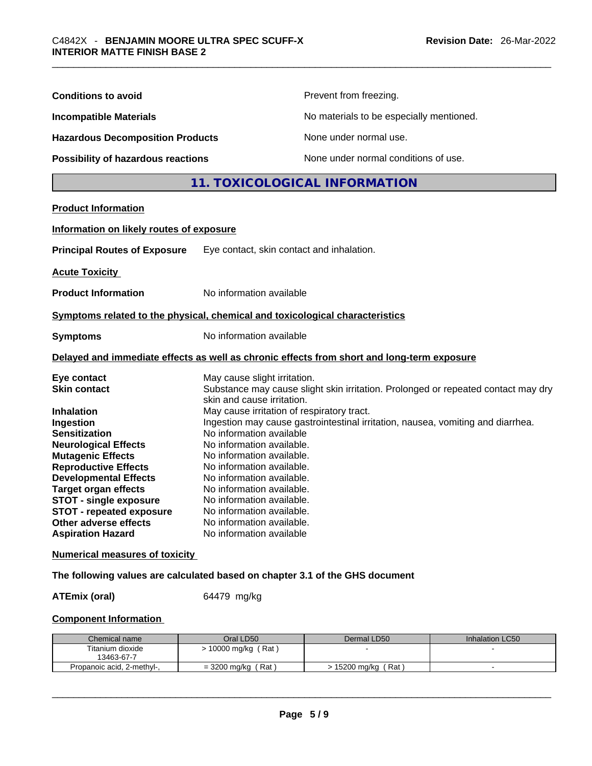| | |
|---|---|
| **Conditions to avoid** | Prevent from freezing. |
| **Incompatible Materials** | No materials to be especially mentioned. |
| **Hazardous Decomposition Products** | None under normal use. |
| **Possibility of hazardous reactions** | None under normal conditions of use. |

## 11. TOXICOLOGICAL INFORMATION

**Product Information**

**Information on likely routes of exposure**

**Principal Routes of Exposure** Eye contact, skin contact and inhalation.

**Acute Toxicity**

**Product Information** No information available

**Symptoms related to the physical, chemical and toxicological characteristics**

**Symptoms** No information available

**Delayed and immediate effects as well as chronic effects from short and long-term exposure**

| | |
|---|---|
| **Eye contact** | May cause slight irritation. |
| **Skin contact** | Substance may cause slight skin irritation. Prolonged or repeated contact may dry skin and cause irritation. |
| **Inhalation** | May cause irritation of respiratory tract. |
| **Ingestion** | Ingestion may cause gastrointestinal irritation, nausea, vomiting and diarrhea. |
| **Sensitization** | No information available |
| **Neurological Effects** | No information available. |
| **Mutagenic Effects** | No information available. |
| **Reproductive Effects** | No information available. |
| **Developmental Effects** | No information available. |
| **Target organ effects** | No information available. |
| **STOT - single exposure** | No information available. |
| **STOT - repeated exposure** | No information available. |
| **Other adverse effects** | No information available. |
| **Aspiration Hazard** | No information available |

**Numerical measures of toxicity**

**The following values are calculated based on chapter 3.1 of the GHS document**

**ATEmix (oral)** 64479 mg/kg

**Component Information**

| Chemical name | Oral LD50 | Dermal LD50 | Inhalation LC50 |
|---|---|---|---|
| Titanium dioxide 13463-67-7 | > 10000 mg/kg ( Rat ) | - | - |
| Propanoic acid, 2-methyl-, | = 3200 mg/kg ( Rat ) | > 15200 mg/kg ( Rat ) | - |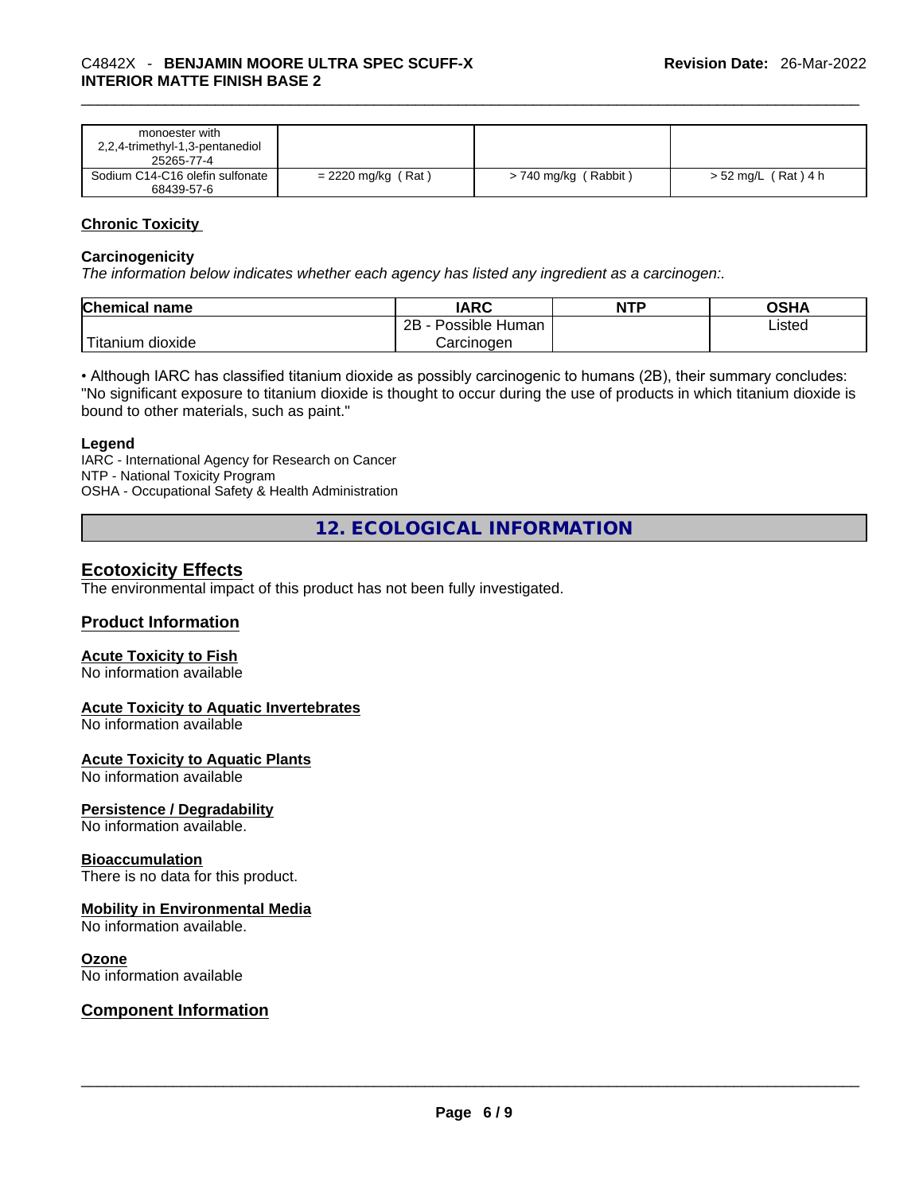| | | | |
|---|---|---|---|
| monoester with 2,2,4-trimethyl-1,3-pentanediol 25265-77-4 | | | |
| Sodium C14-C16 olefin sulfonate 68439-57-6 | = 2220 mg/kg ( Rat ) | > 740 mg/kg ( Rabbit ) | > 52 mg/L ( Rat ) 4 h |

## Chronic Toxicity

### Carcinogenicity

*The information below indicates whether each agency has listed any ingredient as a carcinogen:.*

| Chemical name | IARC | NTP | OSHA |
|---|---|---|---|
| Titanium dioxide | 2B - Possible Human Carcinogen | | Listed |

• Although IARC has classified titanium dioxide as possibly carcinogenic to humans (2B), their summary concludes: "No significant exposure to titanium dioxide is thought to occur during the use of products in which titanium dioxide is bound to other materials, such as paint."

**Legend**

IARC - International Agency for Research on Cancer
NTP - National Toxicity Program
OSHA - Occupational Safety & Health Administration

# 12. ECOLOGICAL INFORMATION

## Ecotoxicity Effects

The environmental impact of this product has not been fully investigated.

## Product Information

### Acute Toxicity to Fish

No information available

### Acute Toxicity to Aquatic Invertebrates

No information available

### Acute Toxicity to Aquatic Plants

No information available

### Persistence / Degradability

No information available.

### Bioaccumulation

There is no data for this product.

### Mobility in Environmental Media

No information available.

### Ozone

No information available

## Component Information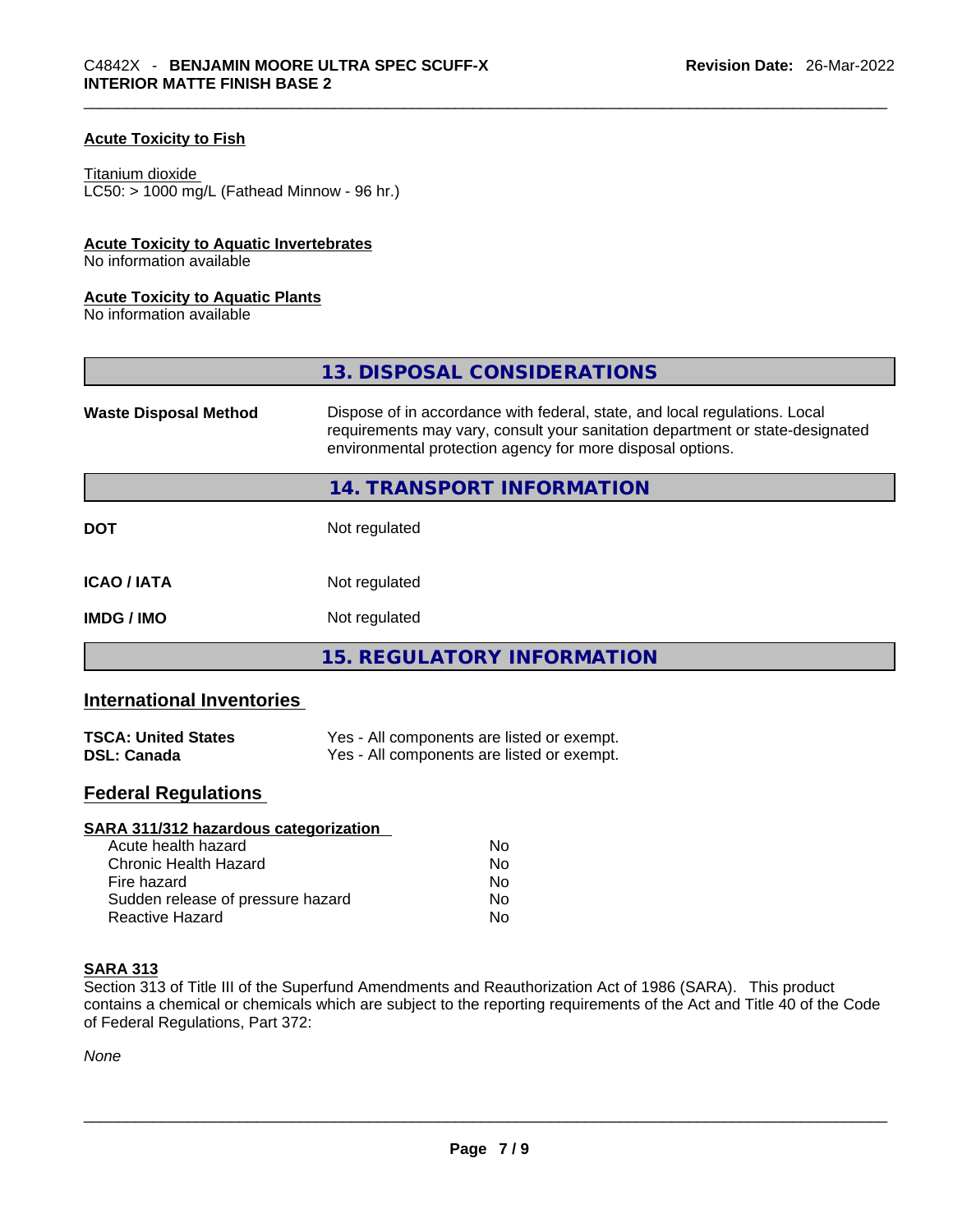### Acute Toxicity to Fish

Titanium dioxide
LC50: > 1000 mg/L (Fathead Minnow - 96 hr.)

### Acute Toxicity to Aquatic Invertebrates

No information available

### Acute Toxicity to Aquatic Plants

No information available

## 13. DISPOSAL CONSIDERATIONS

| | |
|---|---|
| **Waste Disposal Method** | Dispose of in accordance with federal, state, and local regulations. Local requirements may vary, consult your sanitation department or state-designated environmental protection agency for more disposal options. |

## 14. TRANSPORT INFORMATION

| | |
|---|---|
| **DOT** | Not regulated |
| **ICAO / IATA** | Not regulated |
| **IMDG / IMO** | Not regulated |

## 15. REGULATORY INFORMATION

### International Inventories

| | |
|---|---|
| **TSCA: United States** | Yes - All components are listed or exempt. |
| **DSL: Canada** | Yes - All components are listed or exempt. |

### Federal Regulations

**SARA 311/312 hazardous categorization**

| | |
|---|---|
| Acute health hazard | No |
| Chronic Health Hazard | No |
| Fire hazard | No |
| Sudden release of pressure hazard | No |
| Reactive Hazard | No |

**SARA 313**

Section 313 of Title III of the Superfund Amendments and Reauthorization Act of 1986 (SARA). This product contains a chemical or chemicals which are subject to the reporting requirements of the Act and Title 40 of the Code of Federal Regulations, Part 372:

*None*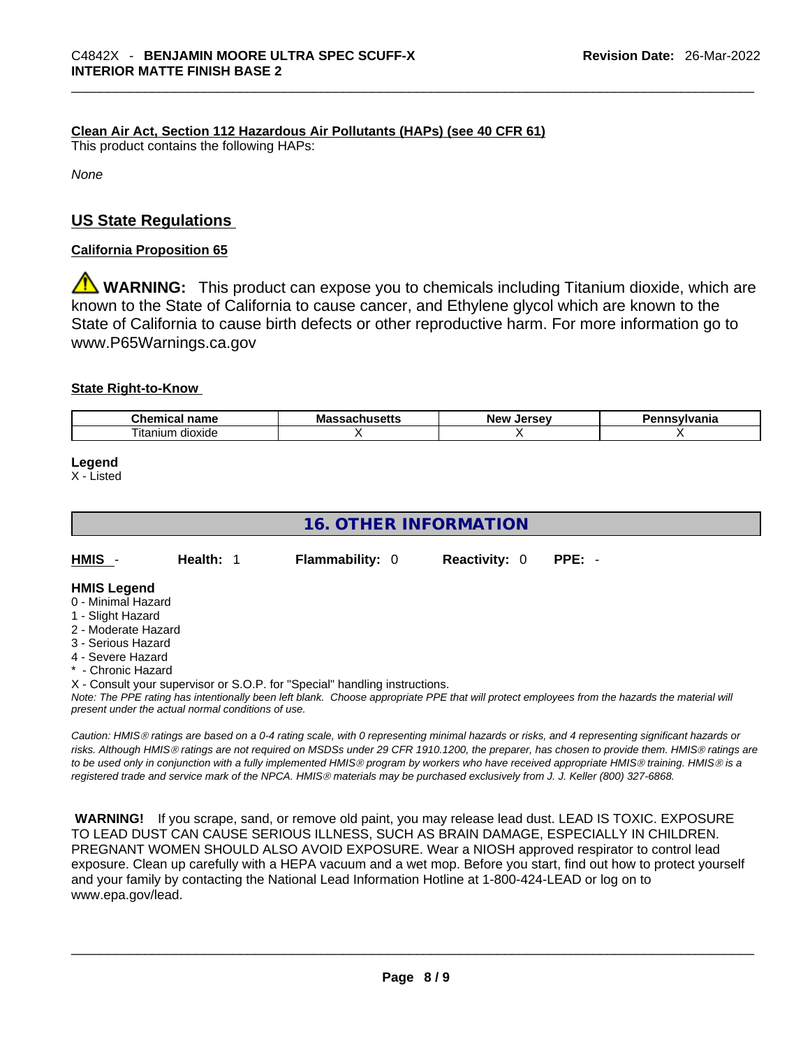**Clean Air Act, Section 112 Hazardous Air Pollutants (HAPs) (see 40 CFR 61)**

This product contains the following HAPs:

*None*

## US State Regulations

**California Proposition 65**

⚠ **WARNING:** This product can expose you to chemicals including Titanium dioxide, which are known to the State of California to cause cancer, and Ethylene glycol which are known to the State of California to cause birth defects or other reproductive harm. For more information go to www.P65Warnings.ca.gov

**State Right-to-Know**

| Chemical name | Massachusetts | New Jersey | Pennsylvania |
|---|---|---|---|
| Titanium dioxide | X | X | X |

**Legend**

X - Listed

## 16. OTHER INFORMATION

| HMIS - | Health: 1 | Flammability: 0 | Reactivity: 0 | PPE: - |
|---|---|---|---|---|

**HMIS Legend**

0 - Minimal Hazard
1 - Slight Hazard
2 - Moderate Hazard
3 - Serious Hazard
4 - Severe Hazard
* - Chronic Hazard
X - Consult your supervisor or S.O.P. for "Special" handling instructions.

*Note: The PPE rating has intentionally been left blank. Choose appropriate PPE that will protect employees from the hazards the material will present under the actual normal conditions of use.*

*Caution: HMIS® ratings are based on a 0-4 rating scale, with 0 representing minimal hazards or risks, and 4 representing significant hazards or risks. Although HMIS® ratings are not required on MSDSs under 29 CFR 1910.1200, the preparer, has chosen to provide them. HMIS® ratings are to be used only in conjunction with a fully implemented HMIS® program by workers who have received appropriate HMIS® training. HMIS® is a registered trade and service mark of the NPCA. HMIS® materials may be purchased exclusively from J. J. Keller (800) 327-6868.*

**WARNING!** If you scrape, sand, or remove old paint, you may release lead dust. LEAD IS TOXIC. EXPOSURE TO LEAD DUST CAN CAUSE SERIOUS ILLNESS, SUCH AS BRAIN DAMAGE, ESPECIALLY IN CHILDREN. PREGNANT WOMEN SHOULD ALSO AVOID EXPOSURE. Wear a NIOSH approved respirator to control lead exposure. Clean up carefully with a HEPA vacuum and a wet mop. Before you start, find out how to protect yourself and your family by contacting the National Lead Information Hotline at 1-800-424-LEAD or log on to www.epa.gov/lead.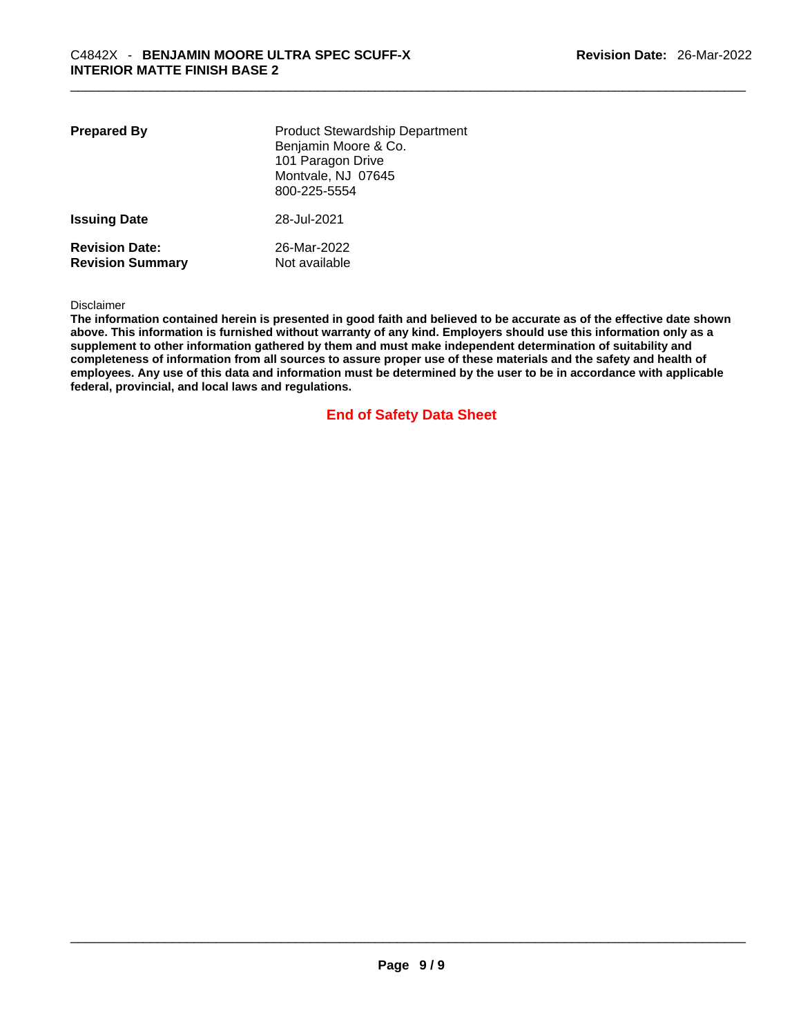| | |
|---|---|
| **Prepared By** | Product Stewardship Department<br>Benjamin Moore & Co.<br>101 Paragon Drive<br>Montvale, NJ 07645<br>800-225-5554 |
| **Issuing Date** | 28-Jul-2021 |
| **Revision Date:** | 26-Mar-2022 |
| **Revision Summary** | Not available |

Disclaimer

**The information contained herein is presented in good faith and believed to be accurate as of the effective date shown above. This information is furnished without warranty of any kind. Employers should use this information only as a supplement to other information gathered by them and must make independent determination of suitability and completeness of information from all sources to assure proper use of these materials and the safety and health of employees. Any use of this data and information must be determined by the user to be in accordance with applicable federal, provincial, and local laws and regulations.**

**End of Safety Data Sheet**